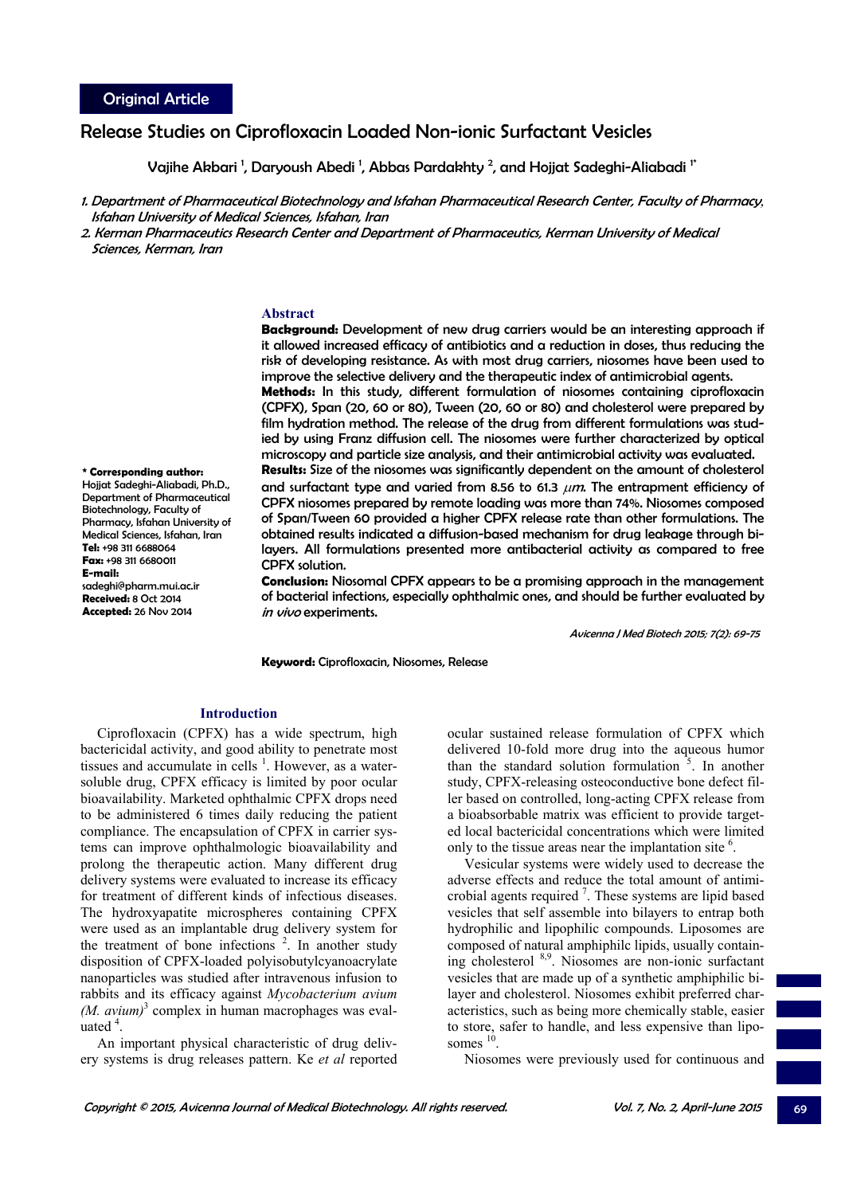Original Article

# Release Studies on Ciprofloxacin Loaded Non-ionic Surfactant Vesicles

Vajihe Akbari [1], Daryoush Abedi [1], Abbas Pardakhty [2], and Hojjat Sadeghi-Aliabadi [1*]

*1. Department of Pharmaceutical Biotechnology and Isfahan Pharmaceutical Research Center, Faculty of Pharmacy, Isfahan University of Medical Sciences, Isfahan, Iran*

*2. Kerman Pharmaceutics Research Center and Department of Pharmaceutics, Kerman University of Medical Sciences, Kerman, Iran*

**\* Corresponding author:** Hojjat Sadeghi-Aliabadi, Ph.D., Department of Pharmaceutical Biotechnology, Faculty of Pharmacy, Isfahan University of Medical Sciences, Isfahan, Iran
**Tel:** +98 311 6688064
**Fax:** +98 311 6680011
**E-mail:** sadeghi@pharm.mui.ac.ir
**Received:** 8 Oct 2014
**Accepted:** 26 Nov 2014

## Abstract

**Background:** Development of new drug carriers would be an interesting approach if it allowed increased efficacy of antibiotics and a reduction in doses, thus reducing the risk of developing resistance. As with most drug carriers, niosomes have been used to improve the selective delivery and the therapeutic index of antimicrobial agents.

**Methods:** In this study, different formulation of niosomes containing ciprofloxacin (CPFX), Span (20, 60 or 80), Tween (20, 60 or 80) and cholesterol were prepared by film hydration method. The release of the drug from different formulations was studied by using Franz diffusion cell. The niosomes were further characterized by optical microscopy and particle size analysis, and their antimicrobial activity was evaluated.

**Results:** Size of the niosomes was significantly dependent on the amount of cholesterol and surfactant type and varied from 8.56 to 61.3 $\mu m$. The entrapment efficiency of CPFX niosomes prepared by remote loading was more than 74%. Niosomes composed of Span/Tween 60 provided a higher CPFX release rate than other formulations. The obtained results indicated a diffusion-based mechanism for drug leakage through bilayers. All formulations presented more antibacterial activity as compared to free CPFX solution.

**Conclusion:** Niosomal CPFX appears to be a promising approach in the management of bacterial infections, especially ophthalmic ones, and should be further evaluated by *in vivo* experiments.

**Keyword:** Ciprofloxacin, Niosomes, Release

## Introduction

Ciprofloxacin (CPFX) has a wide spectrum, high bactericidal activity, and good ability to penetrate most tissues and accumulate in cells [1]. However, as a water-soluble drug, CPFX efficacy is limited by poor ocular bioavailability. Marketed ophthalmic CPFX drops need to be administered 6 times daily reducing the patient compliance. The encapsulation of CPFX in carrier systems can improve ophthalmologic bioavailability and prolong the therapeutic action. Many different drug delivery systems were evaluated to increase its efficacy for treatment of different kinds of infectious diseases. The hydroxyapatite microspheres containing CPFX were used as an implantable drug delivery system for the treatment of bone infections [2]. In another study disposition of CPFX-loaded polyisobutylcyanoacrylate nanoparticles was studied after intravenous infusion to rabbits and its efficacy against *Mycobacterium avium (M. avium)*[3] complex in human macrophages was evaluated [4].

An important physical characteristic of drug delivery systems is drug releases pattern. Ke *et al* reported ocular sustained release formulation of CPFX which delivered 10-fold more drug into the aqueous humor than the standard solution formulation [5]. In another study, CPFX-releasing osteoconductive bone defect filler based on controlled, long-acting CPFX release from a bioabsorbable matrix was efficient to provide targeted local bactericidal concentrations which were limited only to the tissue areas near the implantation site [6].

Vesicular systems were widely used to decrease the adverse effects and reduce the total amount of antimicrobial agents required [7]. These systems are lipid based vesicles that self assemble into bilayers to entrap both hydrophilic and lipophilic compounds. Liposomes are composed of natural amphiphilic lipids, usually containing cholesterol [8,9]. Niosomes are non-ionic surfactant vesicles that are made up of a synthetic amphiphilic bilayer and cholesterol. Niosomes exhibit preferred characteristics, such as being more chemically stable, easier to store, safer to handle, and less expensive than liposomes [10].

Niosomes were previously used for continuous and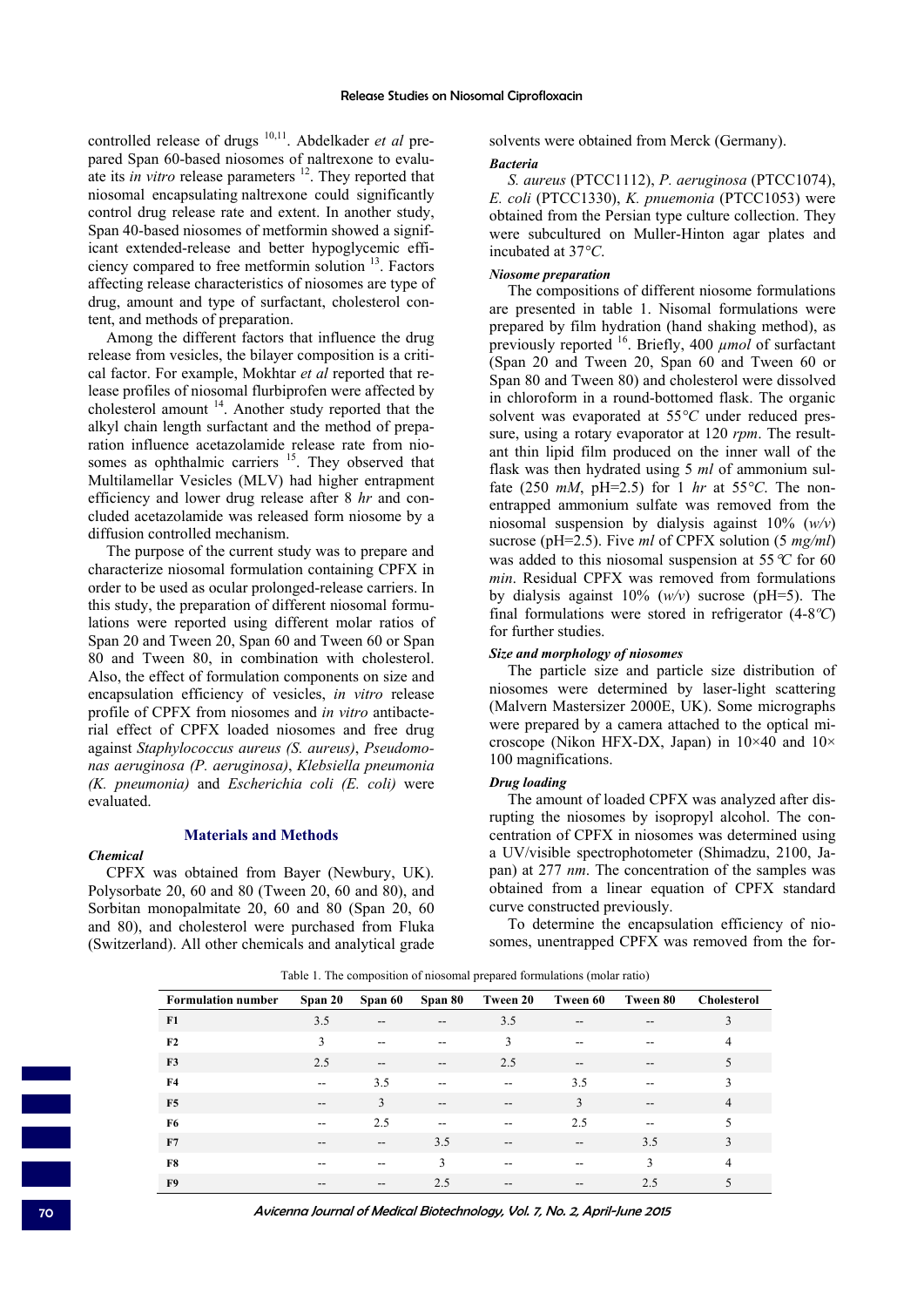controlled release of drugs [10,11]. Abdelkader *et al* prepared Span 60-based niosomes of naltrexone to evaluate its *in vitro* release parameters [12]. They reported that niosomal encapsulating naltrexone could significantly control drug release rate and extent. In another study, Span 40-based niosomes of metformin showed a significant extended-release and better hypoglycemic efficiency compared to free metformin solution [13]. Factors affecting release characteristics of niosomes are type of drug, amount and type of surfactant, cholesterol content, and methods of preparation.

Among the different factors that influence the drug release from vesicles, the bilayer composition is a critical factor. For example, Mokhtar *et al* reported that release profiles of niosomal flurbiprofen were affected by cholesterol amount [14]. Another study reported that the alkyl chain length surfactant and the method of preparation influence acetazolamide release rate from niosomes as ophthalmic carriers [15]. They observed that Multilamellar Vesicles (MLV) had higher entrapment efficiency and lower drug release after 8 *hr* and concluded acetazolamide was released form niosome by a diffusion controlled mechanism.

The purpose of the current study was to prepare and characterize niosomal formulation containing CPFX in order to be used as ocular prolonged-release carriers. In this study, the preparation of different niosomal formulations were reported using different molar ratios of Span 20 and Tween 20, Span 60 and Tween 60 or Span 80 and Tween 80, in combination with cholesterol. Also, the effect of formulation components on size and encapsulation efficiency of vesicles, *in vitro* release profile of CPFX from niosomes and *in vitro* antibacterial effect of CPFX loaded niosomes and free drug against *Staphylococcus aureus (S. aureus)*, *Pseudomonas aeruginosa (P. aeruginosa)*, *Klebsiella pneumonia (K. pneumonia)* and *Escherichia coli (E. coli)* were evaluated.

## Materials and Methods

### *Chemical*

CPFX was obtained from Bayer (Newbury, UK). Polysorbate 20, 60 and 80 (Tween 20, 60 and 80), and Sorbitan monopalmitate 20, 60 and 80 (Span 20, 60 and 80), and cholesterol were purchased from Fluka (Switzerland). All other chemicals and analytical grade solvents were obtained from Merck (Germany).

### *Bacteria*

*S. aureus* (PTCC1112), *P. aeruginosa* (PTCC1074), *E. coli* (PTCC1330), *K. pnuemonia* (PTCC1053) were obtained from the Persian type culture collection. They were subcultured on Muller-Hinton agar plates and incubated at 37*°C*.

### *Niosome preparation*

The compositions of different niosome formulations are presented in table 1. Nisomal formulations were prepared by film hydration (hand shaking method), as previously reported [16]. Briefly, 400 *µmol* of surfactant (Span 20 and Tween 20, Span 60 and Tween 60 or Span 80 and Tween 80) and cholesterol were dissolved in chloroform in a round-bottomed flask. The organic solvent was evaporated at 55*°C* under reduced pressure, using a rotary evaporator at 120 *rpm*. The resultant thin lipid film produced on the inner wall of the flask was then hydrated using 5 *ml* of ammonium sulfate (250 *mM*, pH=2.5) for 1 *hr* at 55*°C*. The non-entrapped ammonium sulfate was removed from the niosomal suspension by dialysis against 10% (*w/v*) sucrose (pH=2.5). Five *ml* of CPFX solution (5 *mg/ml*) was added to this niosomal suspension at 55*°C* for 60 *min*. Residual CPFX was removed from formulations by dialysis against 10% (*w/v*) sucrose (pH=5). The final formulations were stored in refrigerator (4-8*°C*) for further studies.

### *Size and morphology of niosomes*

The particle size and particle size distribution of niosomes were determined by laser-light scattering (Malvern Mastersizer 2000E, UK). Some micrographs were prepared by a camera attached to the optical microscope (Nikon HFX-DX, Japan) in 10×40 and 10× 100 magnifications.

### *Drug loading*

The amount of loaded CPFX was analyzed after disrupting the niosomes by isopropyl alcohol. The concentration of CPFX in niosomes was determined using a UV/visible spectrophotometer (Shimadzu, 2100, Japan) at 277 *nm*. The concentration of the samples was obtained from a linear equation of CPFX standard curve constructed previously.

To determine the encapsulation efficiency of niosomes, unentrapped CPFX was removed from the for-

Table 1. The composition of niosomal prepared formulations (molar ratio)

| Formulation number | Span 20 | Span 60 | Span 80 | Tween 20 | Tween 60 | Tween 80 | Cholesterol |
|---|---|---|---|---|---|---|---|
| **F1** | 3.5 | -- | -- | 3.5 | -- | -- | 3 |
| **F2** | 3 | -- | -- | 3 | -- | -- | 4 |
| **F3** | 2.5 | -- | -- | 2.5 | -- | -- | 5 |
| **F4** | -- | 3.5 | -- | -- | 3.5 | -- | 3 |
| **F5** | -- | 3 | -- | -- | 3 | -- | 4 |
| **F6** | -- | 2.5 | -- | -- | 2.5 | -- | 5 |
| **F7** | -- | -- | 3.5 | -- | -- | 3.5 | 3 |
| **F8** | -- | -- | 3 | -- | -- | 3 | 4 |
| **F9** | -- | -- | 2.5 | -- | -- | 2.5 | 5 |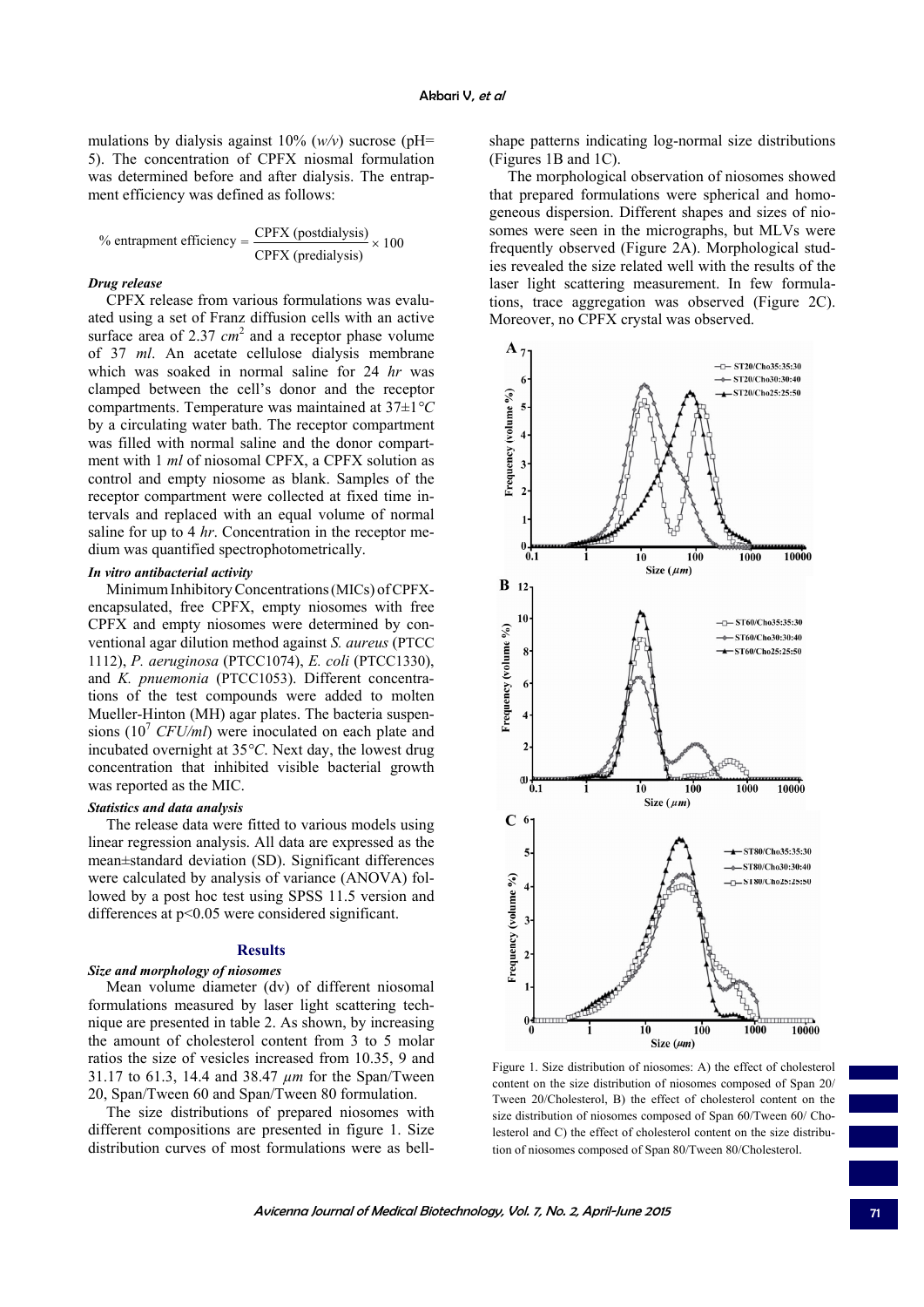mulations by dialysis against 10% (*w/v*) sucrose (pH= 5). The concentration of CPFX niosmal formulation was determined before and after dialysis. The entrapment efficiency was defined as follows:

$$\% \text{ entrapment efficiency} = \frac{\text{CPFX (postdialysis)}}{\text{CPFX (predialysis)}} \times 100$$

***Drug release***

CPFX release from various formulations was evaluated using a set of Franz diffusion cells with an active surface area of 2.37 $cm^2$ and a receptor phase volume of 37 *ml*. An acetate cellulose dialysis membrane which was soaked in normal saline for 24 *hr* was clamped between the cell's donor and the receptor compartments. Temperature was maintained at 37±1*°C* by a circulating water bath. The receptor compartment was filled with normal saline and the donor compartment with 1 *ml* of niosomal CPFX, a CPFX solution as control and empty niosome as blank. Samples of the receptor compartment were collected at fixed time intervals and replaced with an equal volume of normal saline for up to 4 *hr*. Concentration in the receptor medium was quantified spectrophotometrically.

***In vitro antibacterial activity***

Minimum Inhibitory Concentrations (MICs) of CPFX-encapsulated, free CPFX, empty niosomes with free CPFX and empty niosomes were determined by conventional agar dilution method against *S. aureus* (PTCC 1112), *P. aeruginosa* (PTCC1074), *E. coli* (PTCC1330), and *K. pnuemonia* (PTCC1053). Different concentrations of the test compounds were added to molten Mueller-Hinton (MH) agar plates. The bacteria suspensions ($10^7$ *CFU/ml*) were inoculated on each plate and incubated overnight at 35*°C*. Next day, the lowest drug concentration that inhibited visible bacterial growth was reported as the MIC.

***Statistics and data analysis***

The release data were fitted to various models using linear regression analysis. All data are expressed as the mean±standard deviation (SD). Significant differences were calculated by analysis of variance (ANOVA) followed by a post hoc test using SPSS 11.5 version and differences at $p<0.05$ were considered significant.

## Results

***Size and morphology of niosomes***

Mean volume diameter (dv) of different niosomal formulations measured by laser light scattering technique are presented in table 2. As shown, by increasing the amount of cholesterol content from 3 to 5 molar ratios the size of vesicles increased from 10.35, 9 and 31.17 to 61.3, 14.4 and 38.47 *μm* for the Span/Tween 20, Span/Tween 60 and Span/Tween 80 formulation.

The size distributions of prepared niosomes with different compositions are presented in figure 1. Size distribution curves of most formulations were as bell-shape patterns indicating log-normal size distributions (Figures 1B and 1C).

The morphological observation of niosomes showed that prepared formulations were spherical and homogeneous dispersion. Different shapes and sizes of niosomes were seen in the micrographs, but MLVs were frequently observed (Figure 2A). Morphological studies revealed the size related well with the results of the laser light scattering measurement. In few formulations, trace aggregation was observed (Figure 2C). Moreover, no CPFX crystal was observed.

Figure 1. Size distribution of niosomes: A) the effect of cholesterol content on the size distribution of niosomes composed of Span 20/ Tween 20/Cholesterol, B) the effect of cholesterol content on the size distribution of niosomes composed of Span 60/Tween 60/ Cholesterol and C) the effect of cholesterol content on the size distribution of niosomes composed of Span 80/Tween 80/Cholesterol.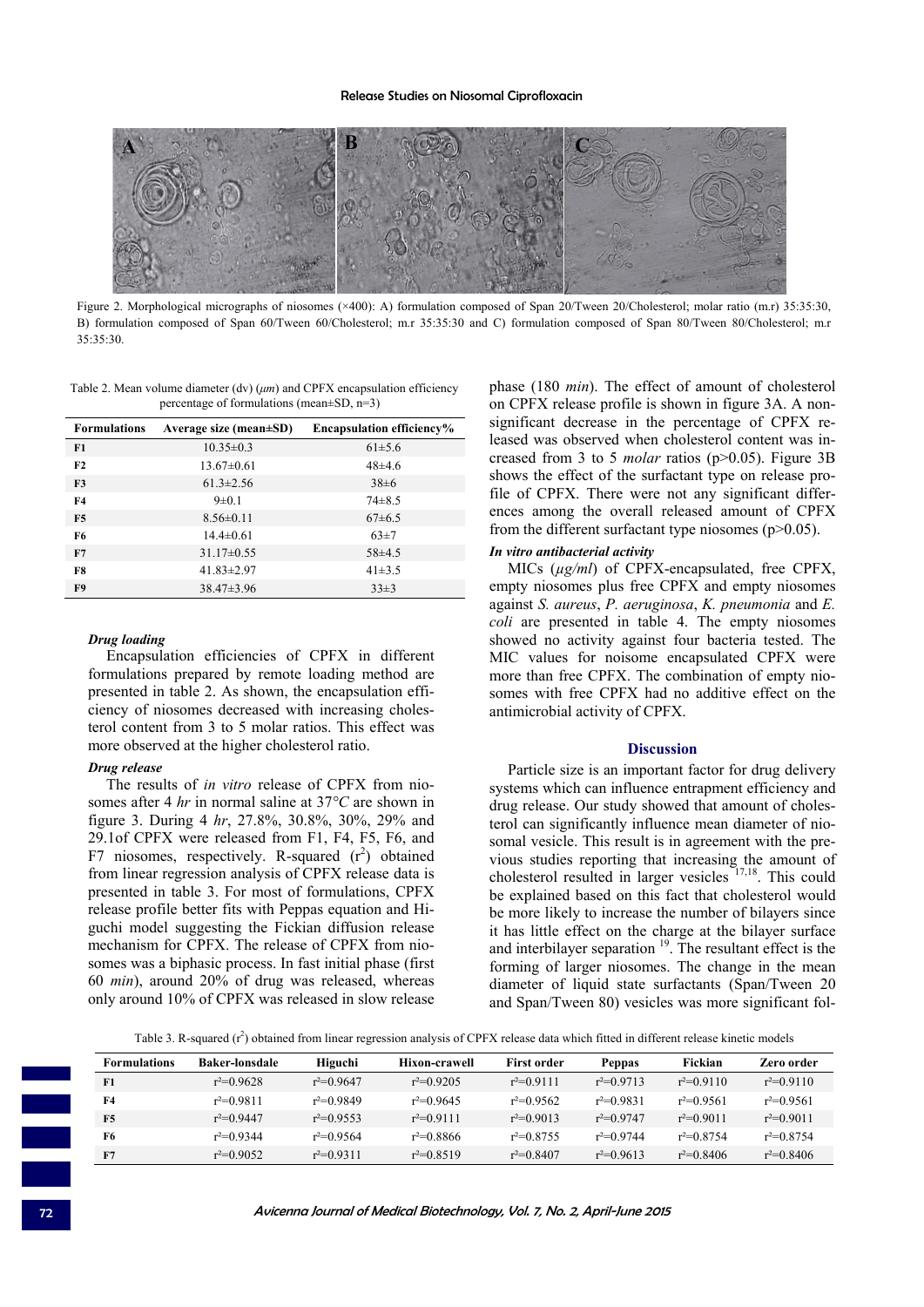Figure 2. Morphological micrographs of niosomes (×400): A) formulation composed of Span 20/Tween 20/Cholesterol; molar ratio (m.r) 35:35:30, B) formulation composed of Span 60/Tween 60/Cholesterol; m.r 35:35:30 and C) formulation composed of Span 80/Tween 80/Cholesterol; m.r 35:35:30.

Table 2. Mean volume diameter (dv) (*μm*) and CPFX encapsulation efficiency percentage of formulations (mean±SD, n=3)

| Formulations | Average size (mean±SD) | Encapsulation efficiency% |
|---|---|---|
| F1 | 10.35±0.3 | 61±5.6 |
| F2 | 13.67±0.61 | 48±4.6 |
| F3 | 61.3±2.56 | 38±6 |
| F4 | 9±0.1 | 74±8.5 |
| F5 | 8.56±0.11 | 67±6.5 |
| F6 | 14.4±0.61 | 63±7 |
| F7 | 31.17±0.55 | 58±4.5 |
| F8 | 41.83±2.97 | 41±3.5 |
| F9 | 38.47±3.96 | 33±3 |

### *Drug loading*

Encapsulation efficiencies of CPFX in different formulations prepared by remote loading method are presented in table 2. As shown, the encapsulation efficiency of niosomes decreased with increasing cholesterol content from 3 to 5 molar ratios. This effect was more observed at the higher cholesterol ratio.

### *Drug release*

The results of *in vitro* release of CPFX from niosomes after 4 *hr* in normal saline at 37°*C* are shown in figure 3. During 4 *hr*, 27.8%, 30.8%, 30%, 29% and 29.1of CPFX were released from F1, F4, F5, F6, and F7 niosomes, respectively. R-squared ($r^2$) obtained from linear regression analysis of CPFX release data is presented in table 3. For most of formulations, CPFX release profile better fits with Peppas equation and Higuchi model suggesting the Fickian diffusion release mechanism for CPFX. The release of CPFX from niosomes was a biphasic process. In fast initial phase (first 60 *min*), around 20% of drug was released, whereas only around 10% of CPFX was released in slow release phase (180 *min*). The effect of amount of cholesterol on CPFX release profile is shown in figure 3A. A non-significant decrease in the percentage of CPFX released was observed when cholesterol content was increased from 3 to 5 *molar* ratios ($p>0.05$). Figure 3B shows the effect of the surfactant type on release profile of CPFX. There were not any significant differences among the overall released amount of CPFX from the different surfactant type niosomes ($p>0.05$).

### *In vitro antibacterial activity*

MICs (*μg/ml*) of CPFX-encapsulated, free CPFX, empty niosomes plus free CPFX and empty niosomes against *S. aureus*, *P. aeruginosa*, *K. pneumonia* and *E. coli* are presented in table 4. The empty niosomes showed no activity against four bacteria tested. The MIC values for noisome encapsulated CPFX were more than free CPFX. The combination of empty niosomes with free CPFX had no additive effect on the antimicrobial activity of CPFX.

## Discussion

Particle size is an important factor for drug delivery systems which can influence entrapment efficiency and drug release. Our study showed that amount of cholesterol can significantly influence mean diameter of niosomal vesicle. This result is in agreement with the previous studies reporting that increasing the amount of cholesterol resulted in larger vesicles [17,18]. This could be explained based on this fact that cholesterol would be more likely to increase the number of bilayers since it has little effect on the charge at the bilayer surface and interbilayer separation [19]. The resultant effect is the forming of larger niosomes. The change in the mean diameter of liquid state surfactants (Span/Tween 20 and Span/Tween 80) vesicles was more significant fol-

Table 3. R-squared ($r^2$) obtained from linear regression analysis of CPFX release data which fitted in different release kinetic models

| Formulations | Baker-lonsdale | Higuchi | Hixon-crawell | First order | Peppas | Fickian | Zero order |
|---|---|---|---|---|---|---|---|
| F1 | $r^2$=0.9628 | $r^2$=0.9647 | $r^2$=0.9205 | $r^2$=0.9111 | $r^2$=0.9713 | $r^2$=0.9110 | $r^2$=0.9110 |
| F4 | $r^2$=0.9811 | $r^2$=0.9849 | $r^2$=0.9645 | $r^2$=0.9562 | $r^2$=0.9831 | $r^2$=0.9561 | $r^2$=0.9561 |
| F5 | $r^2$=0.9447 | $r^2$=0.9553 | $r^2$=0.9111 | $r^2$=0.9013 | $r^2$=0.9747 | $r^2$=0.9011 | $r^2$=0.9011 |
| F6 | $r^2$=0.9344 | $r^2$=0.9564 | $r^2$=0.8866 | $r^2$=0.8755 | $r^2$=0.9744 | $r^2$=0.8754 | $r^2$=0.8754 |
| F7 | $r^2$=0.9052 | $r^2$=0.9311 | $r^2$=0.8519 | $r^2$=0.8407 | $r^2$=0.9613 | $r^2$=0.8406 | $r^2$=0.8406 |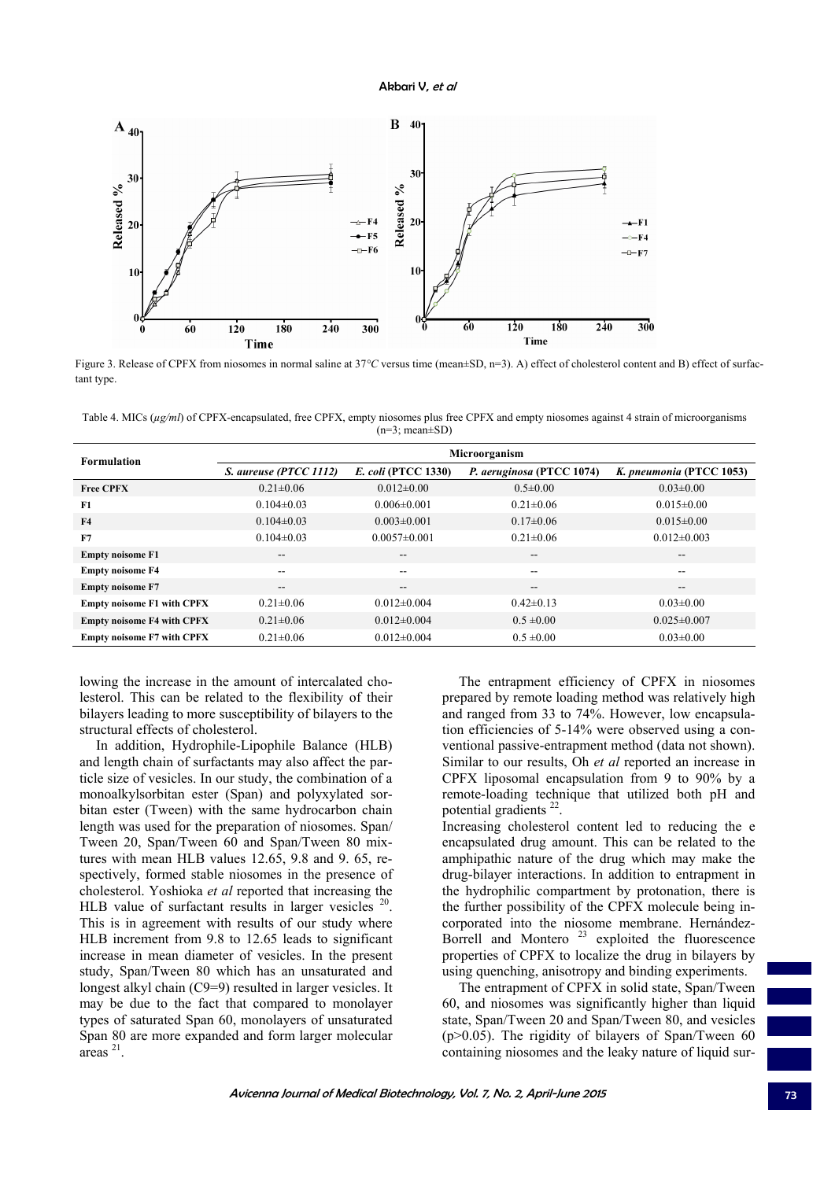Figure 3. Release of CPFX from niosomes in normal saline at 37°C versus time (mean±SD, n=3). A) effect of cholesterol content and B) effect of surfactant type.

Table 4. MICs (*µg/ml*) of CPFX-encapsulated, free CPFX, empty niosomes plus free CPFX and empty niosomes against 4 strain of microorganisms (n=3; mean±SD)

| Formulation | Microorganism | | | |
|---|---|---|---|---|
| | *S. aureuse* (PTCC 1112) | *E. coli* (PTCC 1330) | *P. aeruginosa* (PTCC 1074) | *K. pneumonia* (PTCC 1053) |
| **Free CPFX** | 0.21±0.06 | 0.012±0.00 | 0.5±0.00 | 0.03±0.00 |
| **F1** | 0.104±0.03 | 0.006±0.001 | 0.21±0.06 | 0.015±0.00 |
| **F4** | 0.104±0.03 | 0.003±0.001 | 0.17±0.06 | 0.015±0.00 |
| **F7** | 0.104±0.03 | 0.0057±0.001 | 0.21±0.06 | 0.012±0.003 |
| **Empty noisome F1** | -- | -- | -- | -- |
| **Empty noisome F4** | -- | -- | -- | -- |
| **Empty noisome F7** | -- | -- | -- | -- |
| **Empty noisome F1 with CPFX** | 0.21±0.06 | 0.012±0.004 | 0.42±0.13 | 0.03±0.00 |
| **Empty noisome F4 with CPFX** | 0.21±0.06 | 0.012±0.004 | 0.5 ±0.00 | 0.025±0.007 |
| **Empty noisome F7 with CPFX** | 0.21±0.06 | 0.012±0.004 | 0.5 ±0.00 | 0.03±0.00 |

lowing the increase in the amount of intercalated cholesterol. This can be related to the flexibility of their bilayers leading to more susceptibility of bilayers to the structural effects of cholesterol.

In addition, Hydrophile-Lipophile Balance (HLB) and length chain of surfactants may also affect the particle size of vesicles. In our study, the combination of a monoalkylsorbitan ester (Span) and polyxylated sorbitan ester (Tween) with the same hydrocarbon chain length was used for the preparation of niosomes. Span/Tween 20, Span/Tween 60 and Span/Tween 80 mixtures with mean HLB values 12.65, 9.8 and 9. 65, respectively, formed stable niosomes in the presence of cholesterol. Yoshioka *et al* reported that increasing the HLB value of surfactant results in larger vesicles [20]. This is in agreement with results of our study where HLB increment from 9.8 to 12.65 leads to significant increase in mean diameter of vesicles. In the present study, Span/Tween 80 which has an unsaturated and longest alkyl chain (C9=9) resulted in larger vesicles. It may be due to the fact that compared to monolayer types of saturated Span 60, monolayers of unsaturated Span 80 are more expanded and form larger molecular areas [21].

The entrapment efficiency of CPFX in niosomes prepared by remote loading method was relatively high and ranged from 33 to 74%. However, low encapsulation efficiencies of 5-14% were observed using a conventional passive-entrapment method (data not shown). Similar to our results, Oh *et al* reported an increase in CPFX liposomal encapsulation from 9 to 90% by a remote-loading technique that utilized both pH and potential gradients [22].

Increasing cholesterol content led to reducing the e encapsulated drug amount. This can be related to the amphipathic nature of the drug which may make the drug-bilayer interactions. In addition to entrapment in the hydrophilic compartment by protonation, there is the further possibility of the CPFX molecule being incorporated into the niosome membrane. Hernández-Borrell and Montero [23] exploited the fluorescence properties of CPFX to localize the drug in bilayers by using quenching, anisotropy and binding experiments.

The entrapment of CPFX in solid state, Span/Tween 60, and niosomes was significantly higher than liquid state, Span/Tween 20 and Span/Tween 80, and vesicles ($p>0.05$). The rigidity of bilayers of Span/Tween 60 containing niosomes and the leaky nature of liquid sur-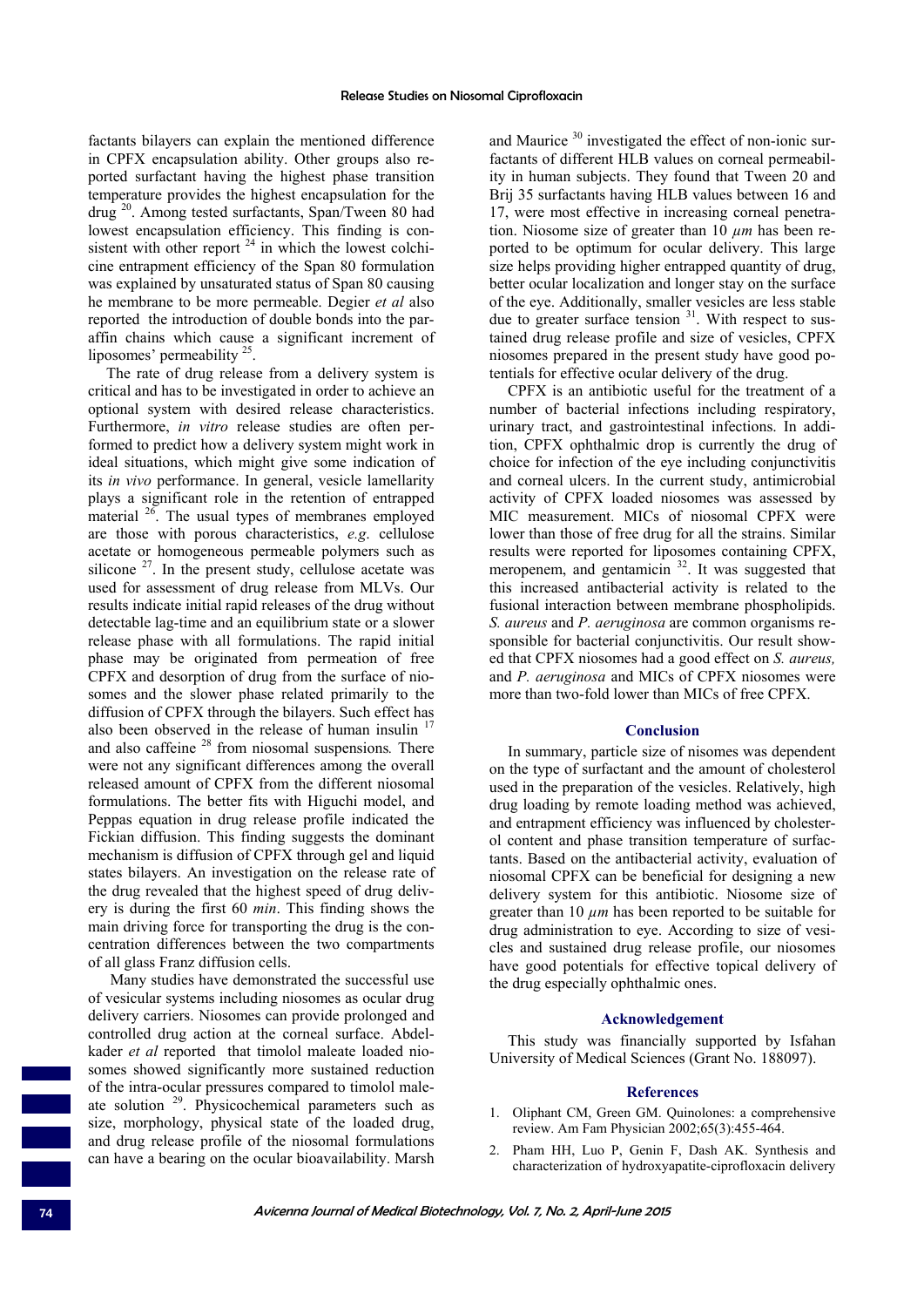factants bilayers can explain the mentioned difference in CPFX encapsulation ability. Other groups also reported surfactant having the highest phase transition temperature provides the highest encapsulation for the drug [20]. Among tested surfactants, Span/Tween 80 had lowest encapsulation efficiency. This finding is consistent with other report [24] in which the lowest colchicine entrapment efficiency of the Span 80 formulation was explained by unsaturated status of Span 80 causing he membrane to be more permeable. Degier *et al* also reported the introduction of double bonds into the paraffin chains which cause a significant increment of liposomes' permeability [25].

The rate of drug release from a delivery system is critical and has to be investigated in order to achieve an optional system with desired release characteristics. Furthermore, *in vitro* release studies are often performed to predict how a delivery system might work in ideal situations, which might give some indication of its *in vivo* performance. In general, vesicle lamellarity plays a significant role in the retention of entrapped material [26]. The usual types of membranes employed are those with porous characteristics, *e.g*. cellulose acetate or homogeneous permeable polymers such as silicone [27]. In the present study, cellulose acetate was used for assessment of drug release from MLVs. Our results indicate initial rapid releases of the drug without detectable lag-time and an equilibrium state or a slower release phase with all formulations. The rapid initial phase may be originated from permeation of free CPFX and desorption of drug from the surface of niosomes and the slower phase related primarily to the diffusion of CPFX through the bilayers. Such effect has also been observed in the release of human insulin [17] and also caffeine [28] from niosomal suspensions. There were not any significant differences among the overall released amount of CPFX from the different niosomal formulations. The better fits with Higuchi model, and Peppas equation in drug release profile indicated the Fickian diffusion. This finding suggests the dominant mechanism is diffusion of CPFX through gel and liquid states bilayers. An investigation on the release rate of the drug revealed that the highest speed of drug delivery is during the first 60 *min*. This finding shows the main driving force for transporting the drug is the concentration differences between the two compartments of all glass Franz diffusion cells.

Many studies have demonstrated the successful use of vesicular systems including niosomes as ocular drug delivery carriers. Niosomes can provide prolonged and controlled drug action at the corneal surface. Abdelkader *et al* reported that timolol maleate loaded niosomes showed significantly more sustained reduction of the intra-ocular pressures compared to timolol maleate solution [29]. Physicochemical parameters such as size, morphology, physical state of the loaded drug, and drug release profile of the niosomal formulations can have a bearing on the ocular bioavailability. Marsh and Maurice [30] investigated the effect of non-ionic surfactants of different HLB values on corneal permeability in human subjects. They found that Tween 20 and Brij 35 surfactants having HLB values between 16 and 17, were most effective in increasing corneal penetration. Niosome size of greater than 10 *μm* has been reported to be optimum for ocular delivery. This large size helps providing higher entrapped quantity of drug, better ocular localization and longer stay on the surface of the eye. Additionally, smaller vesicles are less stable due to greater surface tension [31]. With respect to sustained drug release profile and size of vesicles, CPFX niosomes prepared in the present study have good potentials for effective ocular delivery of the drug.

CPFX is an antibiotic useful for the treatment of a number of bacterial infections including respiratory, urinary tract, and gastrointestinal infections. In addition, CPFX ophthalmic drop is currently the drug of choice for infection of the eye including conjunctivitis and corneal ulcers. In the current study, antimicrobial activity of CPFX loaded niosomes was assessed by MIC measurement. MICs of niosomal CPFX were lower than those of free drug for all the strains. Similar results were reported for liposomes containing CPFX, meropenem, and gentamicin [32]. It was suggested that this increased antibacterial activity is related to the fusional interaction between membrane phospholipids. *S. aureus* and *P. aeruginosa* are common organisms responsible for bacterial conjunctivitis. Our result showed that CPFX niosomes had a good effect on *S. aureus,* and *P. aeruginosa* and MICs of CPFX niosomes were more than two-fold lower than MICs of free CPFX.

## Conclusion

In summary, particle size of nisomes was dependent on the type of surfactant and the amount of cholesterol used in the preparation of the vesicles. Relatively, high drug loading by remote loading method was achieved, and entrapment efficiency was influenced by cholesterol content and phase transition temperature of surfactants. Based on the antibacterial activity, evaluation of niosomal CPFX can be beneficial for designing a new delivery system for this antibiotic. Niosome size of greater than 10 *μm* has been reported to be suitable for drug administration to eye. According to size of vesicles and sustained drug release profile, our niosomes have good potentials for effective topical delivery of the drug especially ophthalmic ones.

## Acknowledgement

This study was financially supported by Isfahan University of Medical Sciences (Grant No. 188097).

## References

1. Oliphant CM, Green GM. Quinolones: a comprehensive review. Am Fam Physician 2002;65(3):455-464.
2. Pham HH, Luo P, Genin F, Dash AK. Synthesis and characterization of hydroxyapatite-ciprofloxacin delivery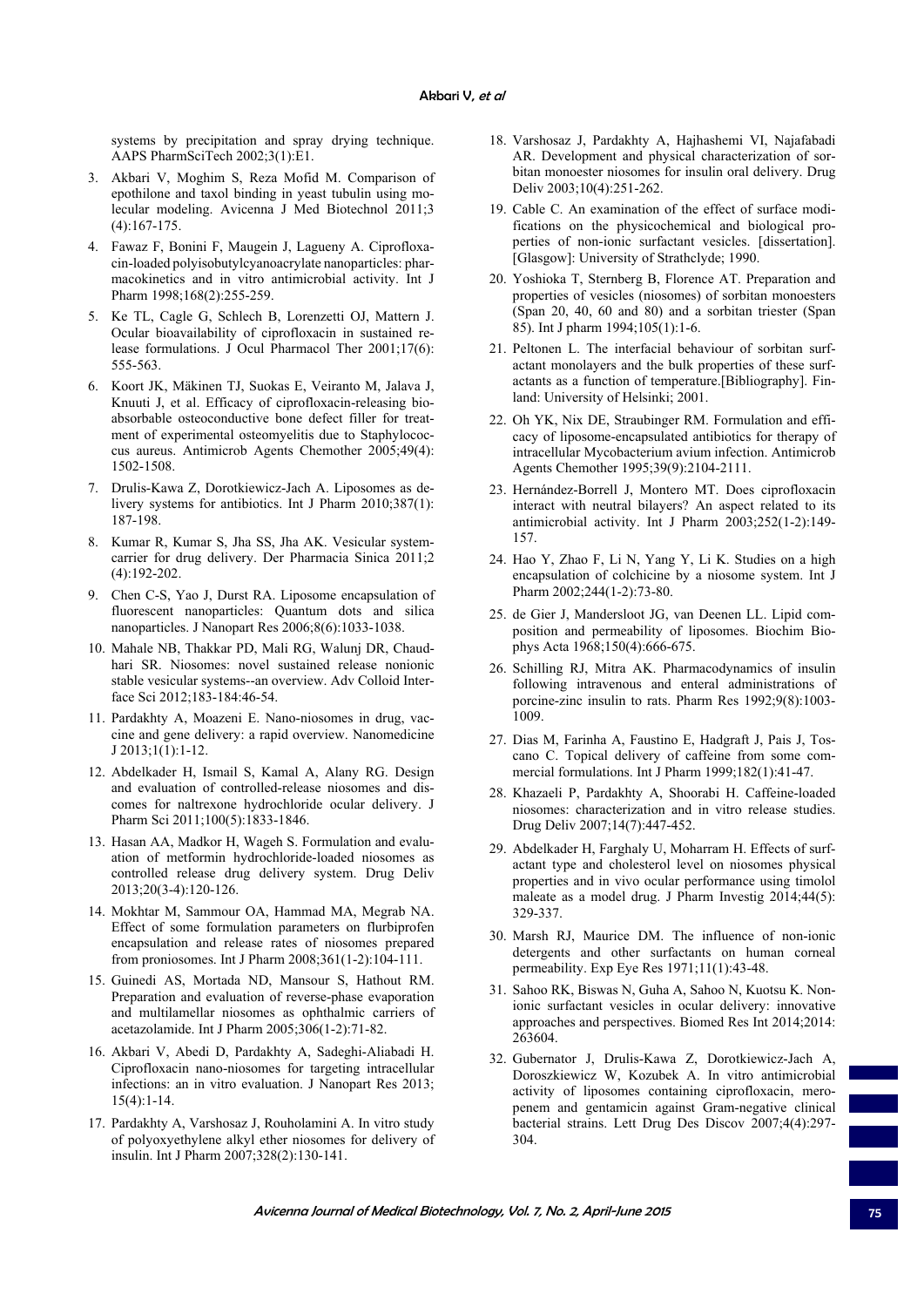systems by precipitation and spray drying technique. AAPS PharmSciTech 2002;3(1):E1.

3. Akbari V, Moghim S, Reza Mofid M. Comparison of epothilone and taxol binding in yeast tubulin using molecular modeling. Avicenna J Med Biotechnol 2011;3 (4):167-175.
4. Fawaz F, Bonini F, Maugein J, Lagueny A. Ciprofloxacin-loaded polyisobutylcyanoacrylate nanoparticles: pharmacokinetics and in vitro antimicrobial activity. Int J Pharm 1998;168(2):255-259.
5. Ke TL, Cagle G, Schlech B, Lorenzetti OJ, Mattern J. Ocular bioavailability of ciprofloxacin in sustained release formulations. J Ocul Pharmacol Ther 2001;17(6): 555-563.
6. Koort JK, Mäkinen TJ, Suokas E, Veiranto M, Jalava J, Knuuti J, et al. Efficacy of ciprofloxacin-releasing bioabsorbable osteoconductive bone defect filler for treatment of experimental osteomyelitis due to Staphylococcus aureus. Antimicrob Agents Chemother 2005;49(4): 1502-1508.
7. Drulis-Kawa Z, Dorotkiewicz-Jach A. Liposomes as delivery systems for antibiotics. Int J Pharm 2010;387(1): 187-198.
8. Kumar R, Kumar S, Jha SS, Jha AK. Vesicular system-carrier for drug delivery. Der Pharmacia Sinica 2011;2 (4):192-202.
9. Chen C-S, Yao J, Durst RA. Liposome encapsulation of fluorescent nanoparticles: Quantum dots and silica nanoparticles. J Nanopart Res 2006;8(6):1033-1038.
10. Mahale NB, Thakkar PD, Mali RG, Walunj DR, Chaudhari SR. Niosomes: novel sustained release nonionic stable vesicular systems--an overview. Adv Colloid Interface Sci 2012;183-184:46-54.
11. Pardakhty A, Moazeni E. Nano-niosomes in drug, vaccine and gene delivery: a rapid overview. Nanomedicine J 2013;1(1):1-12.
12. Abdelkader H, Ismail S, Kamal A, Alany RG. Design and evaluation of controlled-release niosomes and discomes for naltrexone hydrochloride ocular delivery. J Pharm Sci 2011;100(5):1833-1846.
13. Hasan AA, Madkor H, Wageh S. Formulation and evaluation of metformin hydrochloride-loaded niosomes as controlled release drug delivery system. Drug Deliv 2013;20(3-4):120-126.
14. Mokhtar M, Sammour OA, Hammad MA, Megrab NA. Effect of some formulation parameters on flurbiprofen encapsulation and release rates of niosomes prepared from proniosomes. Int J Pharm 2008;361(1-2):104-111.
15. Guinedi AS, Mortada ND, Mansour S, Hathout RM. Preparation and evaluation of reverse-phase evaporation and multilamellar niosomes as ophthalmic carriers of acetazolamide. Int J Pharm 2005;306(1-2):71-82.
16. Akbari V, Abedi D, Pardakhty A, Sadeghi-Aliabadi H. Ciprofloxacin nano-niosomes for targeting intracellular infections: an in vitro evaluation. J Nanopart Res 2013; 15(4):1-14.
17. Pardakhty A, Varshosaz J, Rouholamini A. In vitro study of polyoxyethylene alkyl ether niosomes for delivery of insulin. Int J Pharm 2007;328(2):130-141.
18. Varshosaz J, Pardakhty A, Hajhashemi VI, Najafabadi AR. Development and physical characterization of sorbitan monoester niosomes for insulin oral delivery. Drug Deliv 2003;10(4):251-262.
19. Cable C. An examination of the effect of surface modifications on the physicochemical and biological properties of non-ionic surfactant vesicles. [dissertation]. [Glasgow]: University of Strathclyde; 1990.
20. Yoshioka T, Sternberg B, Florence AT. Preparation and properties of vesicles (niosomes) of sorbitan monoesters (Span 20, 40, 60 and 80) and a sorbitan triester (Span 85). Int J pharm 1994;105(1):1-6.
21. Peltonen L. The interfacial behaviour of sorbitan surfactant monolayers and the bulk properties of these surfactants as a function of temperature.[Bibliography]. Finland: University of Helsinki; 2001.
22. Oh YK, Nix DE, Straubinger RM. Formulation and efficacy of liposome-encapsulated antibiotics for therapy of intracellular Mycobacterium avium infection. Antimicrob Agents Chemother 1995;39(9):2104-2111.
23. Hernández-Borrell J, Montero MT. Does ciprofloxacin interact with neutral bilayers? An aspect related to its antimicrobial activity. Int J Pharm 2003;252(1-2):149-157.
24. Hao Y, Zhao F, Li N, Yang Y, Li K. Studies on a high encapsulation of colchicine by a niosome system. Int J Pharm 2002;244(1-2):73-80.
25. de Gier J, Mandersloot JG, van Deenen LL. Lipid composition and permeability of liposomes. Biochim Biophys Acta 1968;150(4):666-675.
26. Schilling RJ, Mitra AK. Pharmacodynamics of insulin following intravenous and enteral administrations of porcine-zinc insulin to rats. Pharm Res 1992;9(8):1003-1009.
27. Dias M, Farinha A, Faustino E, Hadgraft J, Pais J, Toscano C. Topical delivery of caffeine from some commercial formulations. Int J Pharm 1999;182(1):41-47.
28. Khazaeli P, Pardakhty A, Shoorabi H. Caffeine-loaded niosomes: characterization and in vitro release studies. Drug Deliv 2007;14(7):447-452.
29. Abdelkader H, Farghaly U, Moharram H. Effects of surfactant type and cholesterol level on niosomes physical properties and in vivo ocular performance using timolol maleate as a model drug. J Pharm Investig 2014;44(5): 329-337.
30. Marsh RJ, Maurice DM. The influence of non-ionic detergents and other surfactants on human corneal permeability. Exp Eye Res 1971;11(1):43-48.
31. Sahoo RK, Biswas N, Guha A, Sahoo N, Kuotsu K. Nonionic surfactant vesicles in ocular delivery: innovative approaches and perspectives. Biomed Res Int 2014;2014: 263604.
32. Gubernator J, Drulis-Kawa Z, Dorotkiewicz-Jach A, Doroszkiewicz W, Kozubek A. In vitro antimicrobial activity of liposomes containing ciprofloxacin, meropenem and gentamicin against Gram-negative clinical bacterial strains. Lett Drug Des Discov 2007;4(4):297-304.